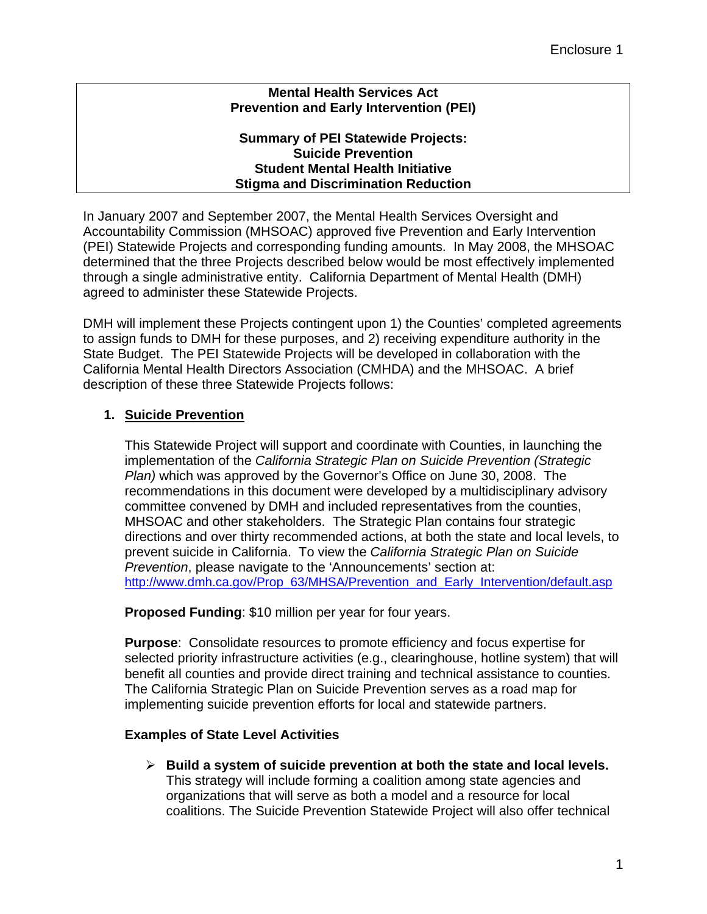Enclosure 1

**Mental Health Services Act**
**Prevention and Early Intervention (PEI)**

**Summary of PEI Statewide Projects:**
**Suicide Prevention**
**Student Mental Health Initiative**
**Stigma and Discrimination Reduction**

In January 2007 and September 2007, the Mental Health Services Oversight and Accountability Commission (MHSOAC) approved five Prevention and Early Intervention (PEI) Statewide Projects and corresponding funding amounts. In May 2008, the MHSOAC determined that the three Projects described below would be most effectively implemented through a single administrative entity. California Department of Mental Health (DMH) agreed to administer these Statewide Projects.

DMH will implement these Projects contingent upon 1) the Counties' completed agreements to assign funds to DMH for these purposes, and 2) receiving expenditure authority in the State Budget. The PEI Statewide Projects will be developed in collaboration with the California Mental Health Directors Association (CMHDA) and the MHSOAC. A brief description of these three Statewide Projects follows:

## 1. Suicide Prevention

This Statewide Project will support and coordinate with Counties, in launching the implementation of the *California Strategic Plan on Suicide Prevention (Strategic Plan)* which was approved by the Governor's Office on June 30, 2008. The recommendations in this document were developed by a multidisciplinary advisory committee convened by DMH and included representatives from the counties, MHSOAC and other stakeholders. The Strategic Plan contains four strategic directions and over thirty recommended actions, at both the state and local levels, to prevent suicide in California. To view the *California Strategic Plan on Suicide Prevention*, please navigate to the 'Announcements' section at: http://www.dmh.ca.gov/Prop_63/MHSA/Prevention_and_Early_Intervention/default.asp

**Proposed Funding**: $10 million per year for four years.

**Purpose**: Consolidate resources to promote efficiency and focus expertise for selected priority infrastructure activities (e.g., clearinghouse, hotline system) that will benefit all counties and provide direct training and technical assistance to counties. The California Strategic Plan on Suicide Prevention serves as a road map for implementing suicide prevention efforts for local and statewide partners.

**Examples of State Level Activities**

- **Build a system of suicide prevention at both the state and local levels.** This strategy will include forming a coalition among state agencies and organizations that will serve as both a model and a resource for local coalitions. The Suicide Prevention Statewide Project will also offer technical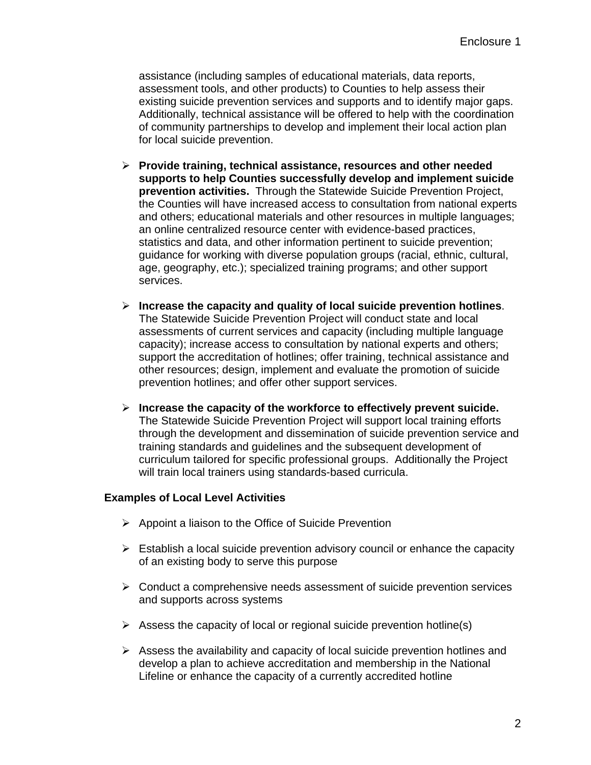assistance (including samples of educational materials, data reports, assessment tools, and other products) to Counties to help assess their existing suicide prevention services and supports and to identify major gaps. Additionally, technical assistance will be offered to help with the coordination of community partnerships to develop and implement their local action plan for local suicide prevention.

- **Provide training, technical assistance, resources and other needed supports to help Counties successfully develop and implement suicide prevention activities.** Through the Statewide Suicide Prevention Project, the Counties will have increased access to consultation from national experts and others; educational materials and other resources in multiple languages; an online centralized resource center with evidence-based practices, statistics and data, and other information pertinent to suicide prevention; guidance for working with diverse population groups (racial, ethnic, cultural, age, geography, etc.); specialized training programs; and other support services.

- **Increase the capacity and quality of local suicide prevention hotlines**. The Statewide Suicide Prevention Project will conduct state and local assessments of current services and capacity (including multiple language capacity); increase access to consultation by national experts and others; support the accreditation of hotlines; offer training, technical assistance and other resources; design, implement and evaluate the promotion of suicide prevention hotlines; and offer other support services.

- **Increase the capacity of the workforce to effectively prevent suicide.** The Statewide Suicide Prevention Project will support local training efforts through the development and dissemination of suicide prevention service and training standards and guidelines and the subsequent development of curriculum tailored for specific professional groups. Additionally the Project will train local trainers using standards-based curricula.

**Examples of Local Level Activities**

- Appoint a liaison to the Office of Suicide Prevention

- Establish a local suicide prevention advisory council or enhance the capacity of an existing body to serve this purpose

- Conduct a comprehensive needs assessment of suicide prevention services and supports across systems

- Assess the capacity of local or regional suicide prevention hotline(s)

- Assess the availability and capacity of local suicide prevention hotlines and develop a plan to achieve accreditation and membership in the National Lifeline or enhance the capacity of a currently accredited hotline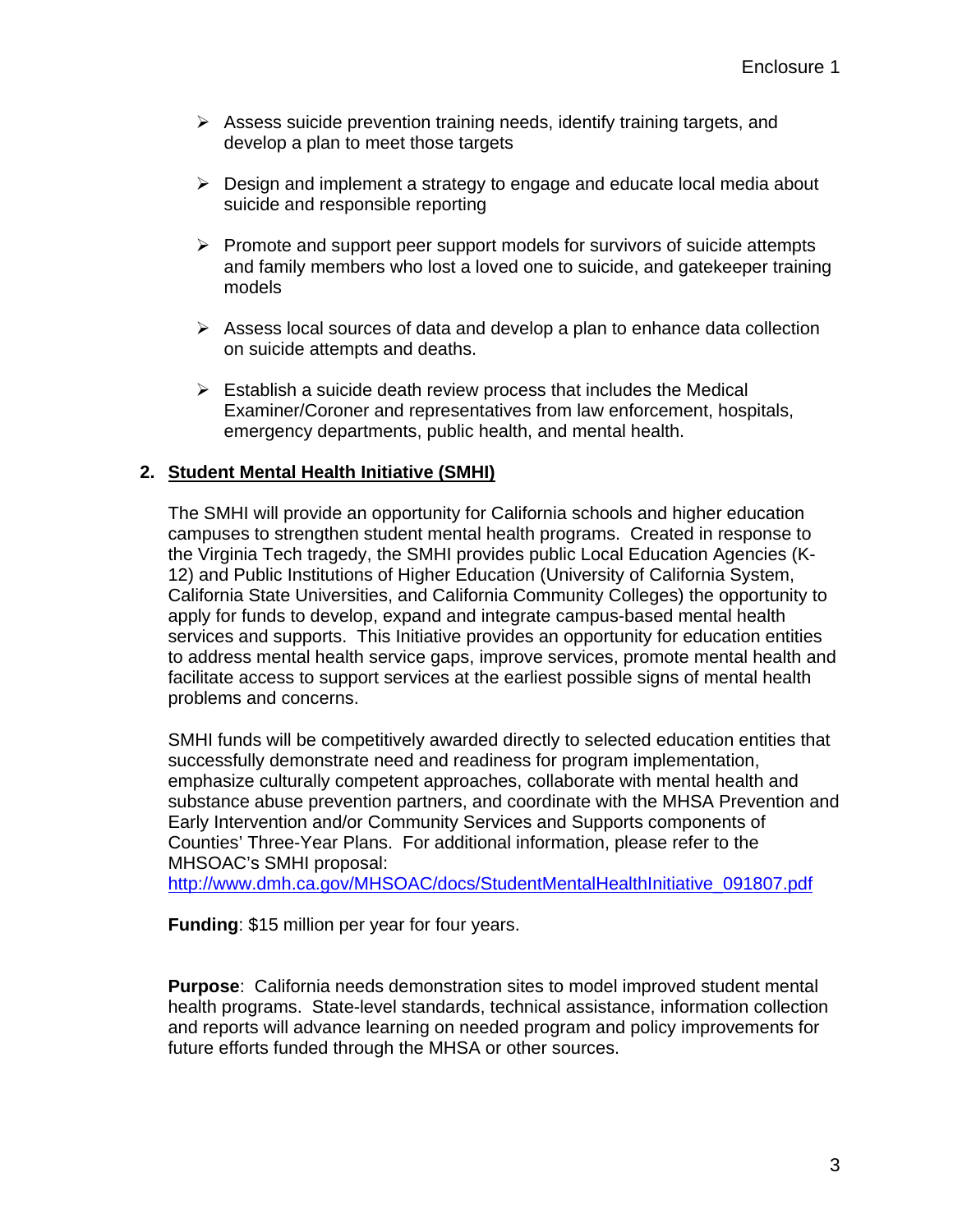- Assess suicide prevention training needs, identify training targets, and develop a plan to meet those targets

- Design and implement a strategy to engage and educate local media about suicide and responsible reporting

- Promote and support peer support models for survivors of suicide attempts and family members who lost a loved one to suicide, and gatekeeper training models

- Assess local sources of data and develop a plan to enhance data collection on suicide attempts and deaths.

- Establish a suicide death review process that includes the Medical Examiner/Coroner and representatives from law enforcement, hospitals, emergency departments, public health, and mental health.

2. **<u>Student Mental Health Initiative (SMHI)</u>**

The SMHI will provide an opportunity for California schools and higher education campuses to strengthen student mental health programs. Created in response to the Virginia Tech tragedy, the SMHI provides public Local Education Agencies (K-12) and Public Institutions of Higher Education (University of California System, California State Universities, and California Community Colleges) the opportunity to apply for funds to develop, expand and integrate campus-based mental health services and supports. This Initiative provides an opportunity for education entities to address mental health service gaps, improve services, promote mental health and facilitate access to support services at the earliest possible signs of mental health problems and concerns.

SMHI funds will be competitively awarded directly to selected education entities that successfully demonstrate need and readiness for program implementation, emphasize culturally competent approaches, collaborate with mental health and substance abuse prevention partners, and coordinate with the MHSA Prevention and Early Intervention and/or Community Services and Supports components of Counties' Three-Year Plans. For additional information, please refer to the MHSOAC's SMHI proposal:
http://www.dmh.ca.gov/MHSOAC/docs/StudentMentalHealthInitiative_091807.pdf

**Funding**: $15 million per year for four years.

**Purpose**: California needs demonstration sites to model improved student mental health programs. State-level standards, technical assistance, information collection and reports will advance learning on needed program and policy improvements for future efforts funded through the MHSA or other sources.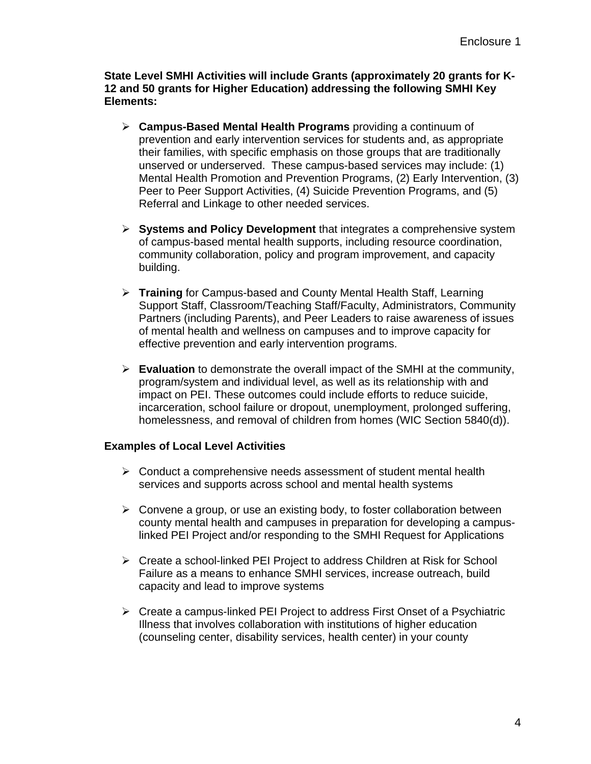**State Level SMHI Activities will include Grants (approximately 20 grants for K-12 and 50 grants for Higher Education) addressing the following SMHI Key Elements:**

- **Campus-Based Mental Health Programs** providing a continuum of prevention and early intervention services for students and, as appropriate their families, with specific emphasis on those groups that are traditionally unserved or underserved. These campus-based services may include: (1) Mental Health Promotion and Prevention Programs, (2) Early Intervention, (3) Peer to Peer Support Activities, (4) Suicide Prevention Programs, and (5) Referral and Linkage to other needed services.

- **Systems and Policy Development** that integrates a comprehensive system of campus-based mental health supports, including resource coordination, community collaboration, policy and program improvement, and capacity building.

- **Training** for Campus-based and County Mental Health Staff, Learning Support Staff, Classroom/Teaching Staff/Faculty, Administrators, Community Partners (including Parents), and Peer Leaders to raise awareness of issues of mental health and wellness on campuses and to improve capacity for effective prevention and early intervention programs.

- **Evaluation** to demonstrate the overall impact of the SMHI at the community, program/system and individual level, as well as its relationship with and impact on PEI. These outcomes could include efforts to reduce suicide, incarceration, school failure or dropout, unemployment, prolonged suffering, homelessness, and removal of children from homes (WIC Section 5840(d)).

**Examples of Local Level Activities**

- Conduct a comprehensive needs assessment of student mental health services and supports across school and mental health systems

- Convene a group, or use an existing body, to foster collaboration between county mental health and campuses in preparation for developing a campus-linked PEI Project and/or responding to the SMHI Request for Applications

- Create a school-linked PEI Project to address Children at Risk for School Failure as a means to enhance SMHI services, increase outreach, build capacity and lead to improve systems

- Create a campus-linked PEI Project to address First Onset of a Psychiatric Illness that involves collaboration with institutions of higher education (counseling center, disability services, health center) in your county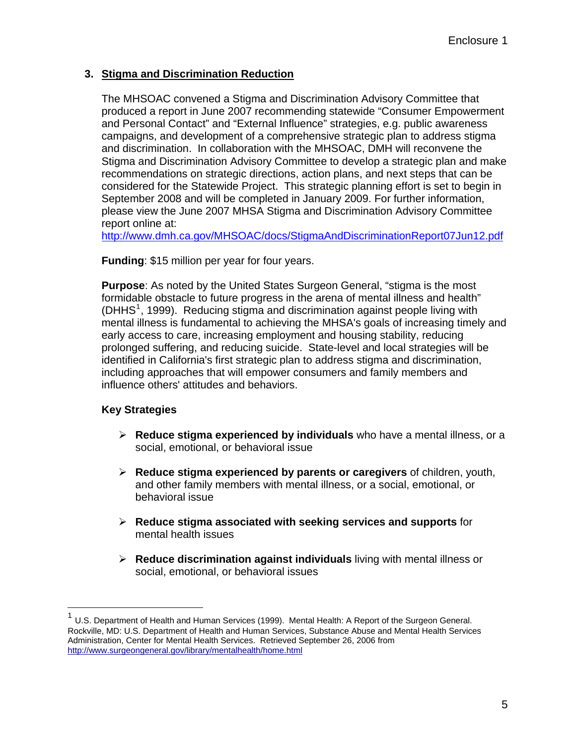### 3. Stigma and Discrimination Reduction

The MHSOAC convened a Stigma and Discrimination Advisory Committee that produced a report in June 2007 recommending statewide "Consumer Empowerment and Personal Contact" and "External Influence" strategies, e.g. public awareness campaigns, and development of a comprehensive strategic plan to address stigma and discrimination. In collaboration with the MHSOAC, DMH will reconvene the Stigma and Discrimination Advisory Committee to develop a strategic plan and make recommendations on strategic directions, action plans, and next steps that can be considered for the Statewide Project. This strategic planning effort is set to begin in September 2008 and will be completed in January 2009. For further information, please view the June 2007 MHSA Stigma and Discrimination Advisory Committee report online at: http://www.dmh.ca.gov/MHSOAC/docs/StigmaAndDiscriminationReport07Jun12.pdf

**Funding**: $15 million per year for four years.

**Purpose**: As noted by the United States Surgeon General, "stigma is the most formidable obstacle to future progress in the arena of mental illness and health" (DHHS[1], 1999). Reducing stigma and discrimination against people living with mental illness is fundamental to achieving the MHSA's goals of increasing timely and early access to care, increasing employment and housing stability, reducing prolonged suffering, and reducing suicide. State-level and local strategies will be identified in California's first strategic plan to address stigma and discrimination, including approaches that will empower consumers and family members and influence others' attitudes and behaviors.

**Key Strategies**

- **Reduce stigma experienced by individuals** who have a mental illness, or a social, emotional, or behavioral issue
- **Reduce stigma experienced by parents or caregivers** of children, youth, and other family members with mental illness, or a social, emotional, or behavioral issue
- **Reduce stigma associated with seeking services and supports** for mental health issues
- **Reduce discrimination against individuals** living with mental illness or social, emotional, or behavioral issues

---

[1] U.S. Department of Health and Human Services (1999). Mental Health: A Report of the Surgeon General. Rockville, MD: U.S. Department of Health and Human Services, Substance Abuse and Mental Health Services Administration, Center for Mental Health Services. Retrieved September 26, 2006 from http://www.surgeongeneral.gov/library/mentalhealth/home.html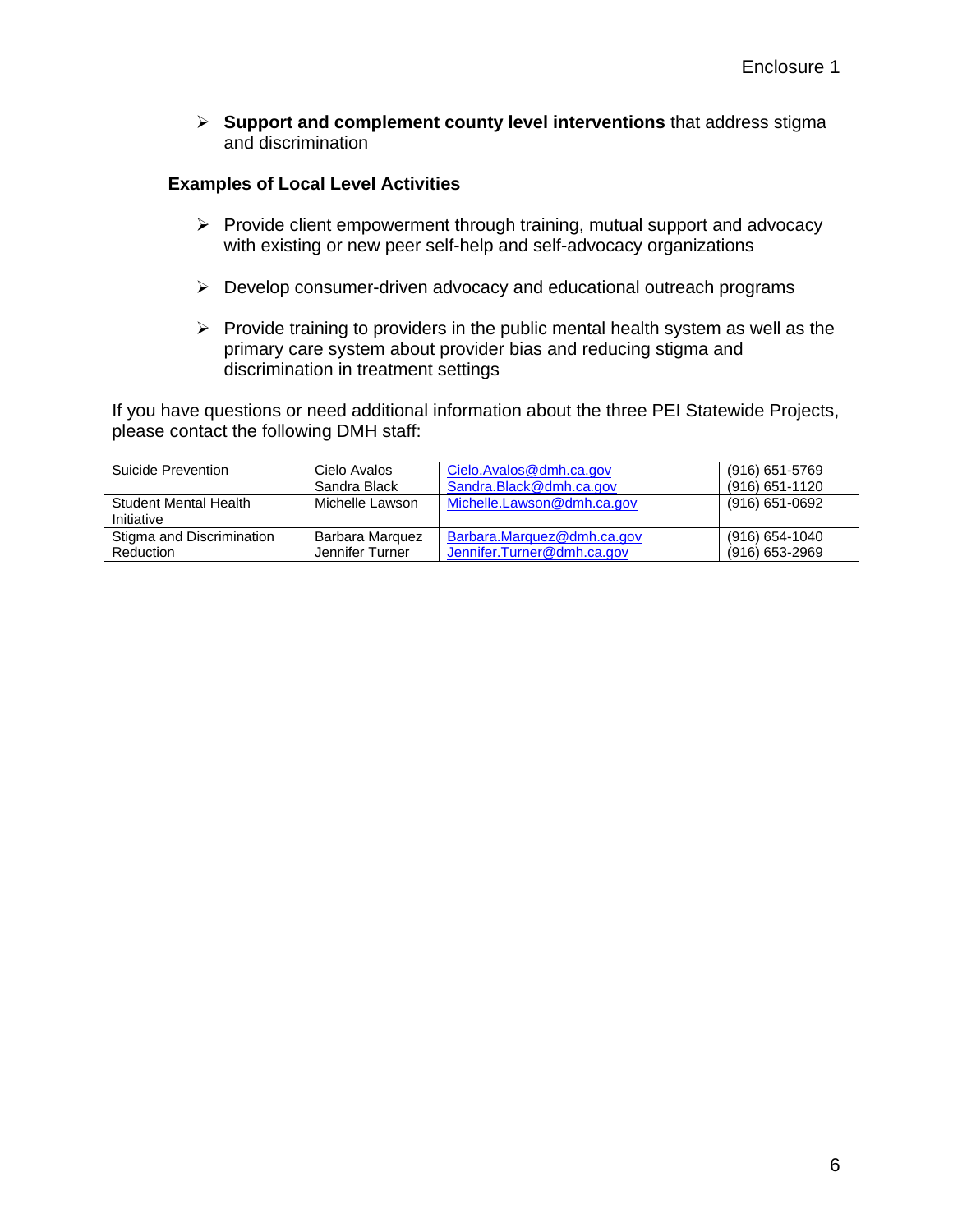- **Support and complement county level interventions** that address stigma and discrimination

### Examples of Local Level Activities

- Provide client empowerment through training, mutual support and advocacy with existing or new peer self-help and self-advocacy organizations
- Develop consumer-driven advocacy and educational outreach programs
- Provide training to providers in the public mental health system as well as the primary care system about provider bias and reducing stigma and discrimination in treatment settings

If you have questions or need additional information about the three PEI Statewide Projects, please contact the following DMH staff:

| | | | |
|---|---|---|---|
| Suicide Prevention | Cielo Avalos<br>Sandra Black | Cielo.Avalos@dmh.ca.gov<br>Sandra.Black@dmh.ca.gov | (916) 651-5769<br>(916) 651-1120 |
| Student Mental Health Initiative | Michelle Lawson | Michelle.Lawson@dmh.ca.gov | (916) 651-0692 |
| Stigma and Discrimination Reduction | Barbara Marquez<br>Jennifer Turner | Barbara.Marquez@dmh.ca.gov<br>Jennifer.Turner@dmh.ca.gov | (916) 654-1040<br>(916) 653-2969 |